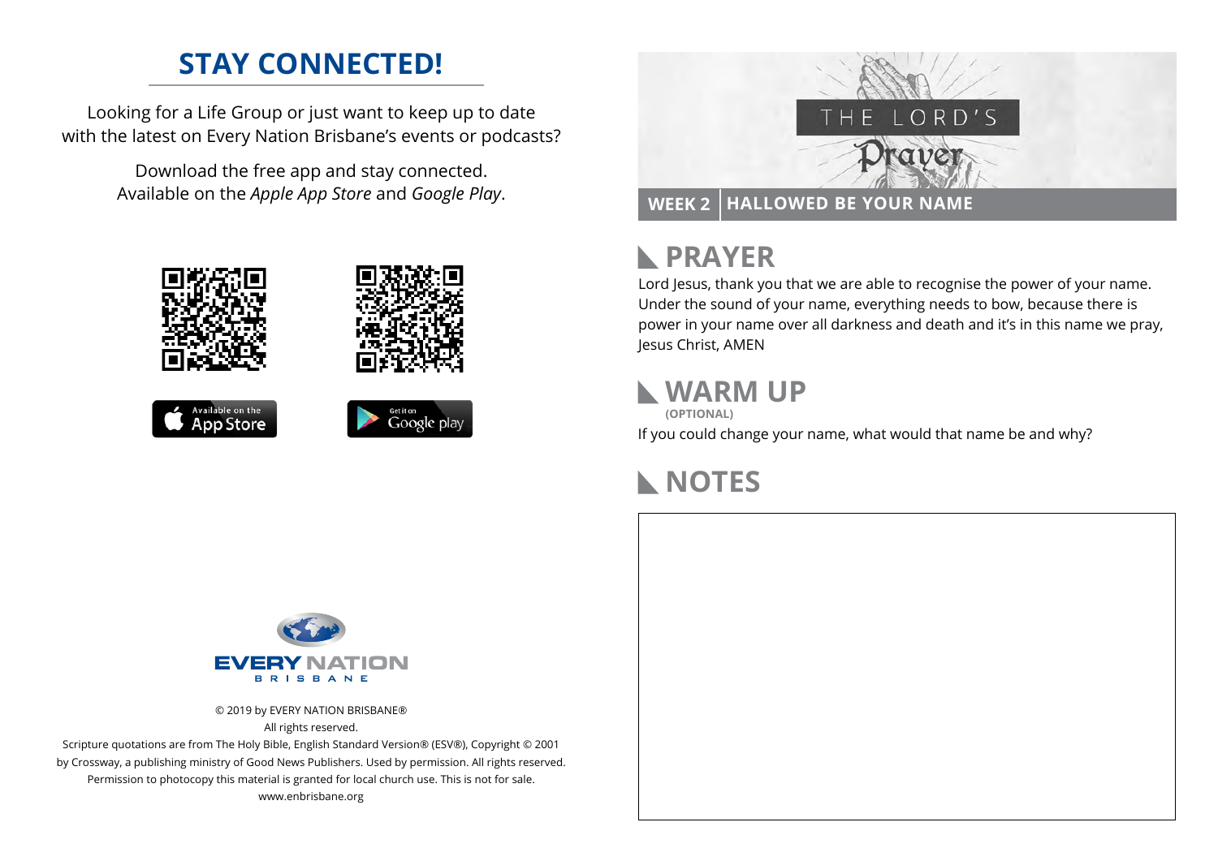## STAY CONNECTED!

Looking for a Life Group or just want to keep up to date with the latest on Every Nation Brisbane's events or podcasts?

Download the free app and stay connected. Available on the *Apple App Store* and *Google Play*.

Available on the App Store

Get it on Google play

EVERY NATION BRISBANE

© 2019 by EVERY NATION BRISBANE®
All rights reserved.
Scripture quotations are from The Holy Bible, English Standard Version® (ESV®), Copyright © 2001 by Crossway, a publishing ministry of Good News Publishers. Used by permission. All rights reserved.
Permission to photocopy this material is granted for local church use. This is not for sale.
www.enbrisbane.org

# THE LORD'S Prayer

**WEEK 2 | HALLOWED BE YOUR NAME**

## PRAYER

Lord Jesus, thank you that we are able to recognise the power of your name. Under the sound of your name, everything needs to bow, because there is power in your name over all darkness and death and it's in this name we pray, Jesus Christ, AMEN

## WARM UP

**(OPTIONAL)**

If you could change your name, what would that name be and why?

## NOTES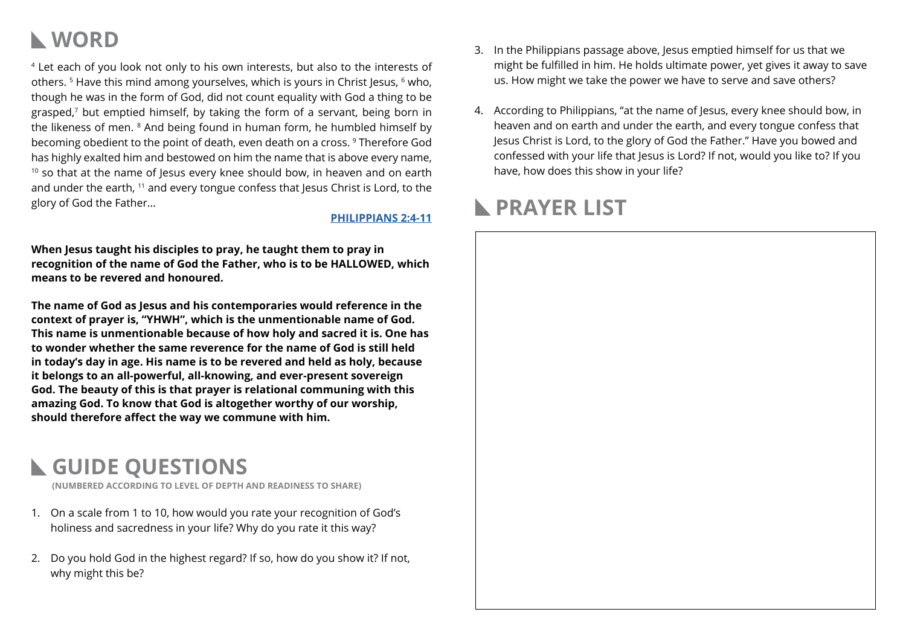## WORD

[4] Let each of you look not only to his own interests, but also to the interests of others. [5] Have this mind among yourselves, which is yours in Christ Jesus, [6] who, though he was in the form of God, did not count equality with God a thing to be grasped,[7] but emptied himself, by taking the form of a servant, being born in the likeness of men. [8] And being found in human form, he humbled himself by becoming obedient to the point of death, even death on a cross. [9] Therefore God has highly exalted him and bestowed on him the name that is above every name, [10] so that at the name of Jesus every knee should bow, in heaven and on earth and under the earth, [11] and every tongue confess that Jesus Christ is Lord, to the glory of God the Father...

**PHILIPPIANS 2:4-11**

**When Jesus taught his disciples to pray, he taught them to pray in recognition of the name of God the Father, who is to be HALLOWED, which means to be revered and honoured.**

**The name of God as Jesus and his contemporaries would reference in the context of prayer is, "YHWH", which is the unmentionable name of God. This name is unmentionable because of how holy and sacred it is. One has to wonder whether the same reverence for the name of God is still held in today's day in age. His name is to be revered and held as holy, because it belongs to an all-powerful, all-knowing, and ever-present sovereign God. The beauty of this is that prayer is relational communing with this amazing God. To know that God is altogether worthy of our worship, should therefore affect the way we commune with him.**

## GUIDE QUESTIONS

**(NUMBERED ACCORDING TO LEVEL OF DEPTH AND READINESS TO SHARE)**

1. On a scale from 1 to 10, how would you rate your recognition of God's holiness and sacredness in your life? Why do you rate it this way?

2. Do you hold God in the highest regard? If so, how do you show it? If not, why might this be?

3. In the Philippians passage above, Jesus emptied himself for us that we might be fulfilled in him. He holds ultimate power, yet gives it away to save us. How might we take the power we have to serve and save others?

4. According to Philippians, "at the name of Jesus, every knee should bow, in heaven and on earth and under the earth, and every tongue confess that Jesus Christ is Lord, to the glory of God the Father." Have you bowed and confessed with your life that Jesus is Lord? If not, would you like to? If you have, how does this show in your life?

## PRAYER LIST